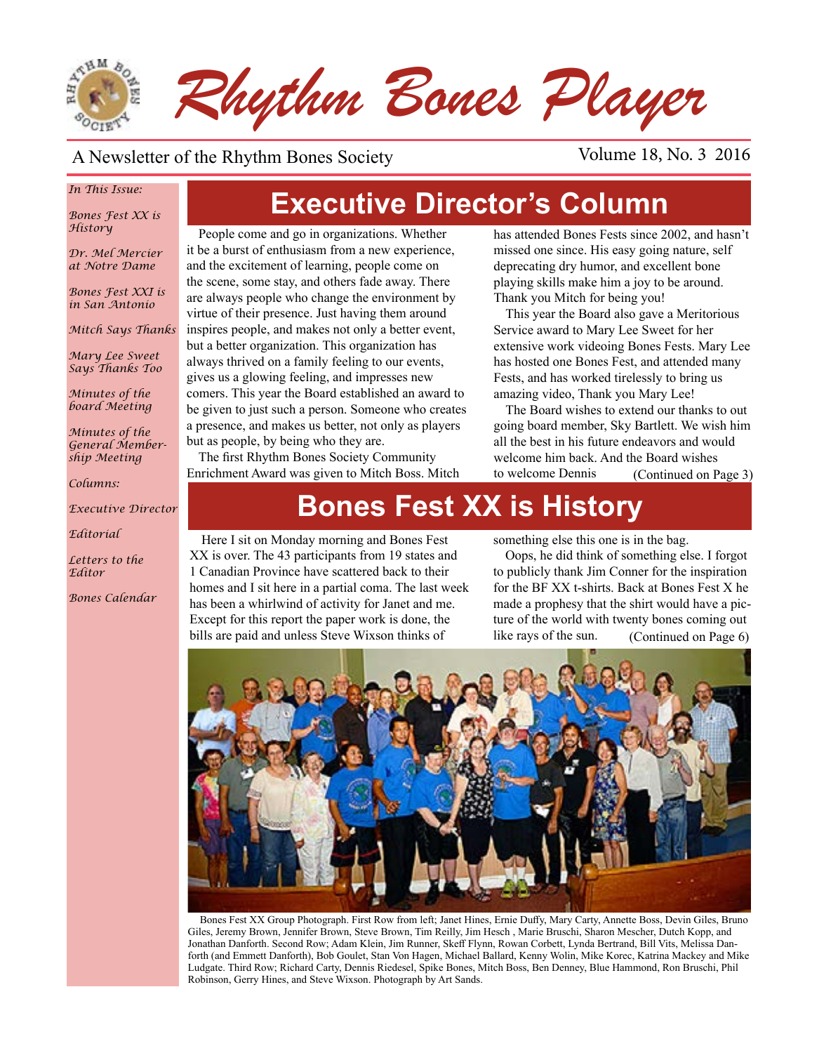# Rhythm Bones Player

A Newsletter of the Rhythm Bones Society

*In This Issue:*

*Bones Fest XX is History*

*Dr. Mel Mercier at Notre Dame*

*Bones Fest XXI is in San Antonio*

*Mitch Says Thanks*

*Mary Lee Sweet Says Thanks Too*

*Minutes of the board Meeting*

*Minutes of the General Membership Meeting*

*Columns:*

*Executive Director*

*Editorial*

*Letters to the Editor*

*Bones Calendar*

## Executive Director's Column

People come and go in organizations. Whether it be a burst of enthusiasm from a new experience, and the excitement of learning, people come on the scene, some stay, and others fade away. There are always people who change the environment by virtue of their presence. Just having them around inspires people, and makes not only a better event, but a better organization. This organization has always thrived on a family feeling to our events, gives us a glowing feeling, and impresses new comers. This year the Board established an award to be given to just such a person. Someone who creates a presence, and makes us better, not only as players but as people, by being who they are.

The first Rhythm Bones Society Community Enrichment Award was given to Mitch Boss. Mitch has attended Bones Fests since 2002, and hasn't missed one since. His easy going nature, self deprecating dry humor, and excellent bone playing skills make him a joy to be around. Thank you Mitch for being you!

This year the Board also gave a Meritorious Service award to Mary Lee Sweet for her extensive work videoing Bones Fests. Mary Lee has hosted one Bones Fest, and attended many Fests, and has worked tirelessly to bring us amazing video, Thank you Mary Lee!

The Board wishes to extend our thanks to out going board member, Sky Bartlett. We wish him all the best in his future endeavors and would welcome him back. And the Board wishes to welcome Dennis (Continued on Page 3)

## Bones Fest XX is History

Here I sit on Monday morning and Bones Fest XX is over. The 43 participants from 19 states and 1 Canadian Province have scattered back to their homes and I sit here in a partial coma. The last week has been a whirlwind of activity for Janet and me. Except for this report the paper work is done, the bills are paid and unless Steve Wixson thinks of something else this one is in the bag.

Oops, he did think of something else. I forgot to publicly thank Jim Conner for the inspiration for the BF XX t-shirts. Back at Bones Fest X he made a prophesy that the shirt would have a picture of the world with twenty bones coming out like rays of the sun. (Continued on Page 6)

Bones Fest XX Group Photograph. First Row from left; Janet Hines, Ernie Duffy, Mary Carty, Annette Boss, Devin Giles, Bruno Giles, Jeremy Brown, Jennifer Brown, Steve Brown, Tim Reilly, Jim Hesch , Marie Bruschi, Sharon Mescher, Dutch Kopp, and Jonathan Danforth. Second Row; Adam Klein, Jim Runner, Skeff Flynn, Rowan Corbett, Lynda Bertrand, Bill Vits, Melissa Danforth (and Emmett Danforth), Bob Goulet, Stan Von Hagen, Michael Ballard, Kenny Wolin, Mike Korec, Katrina Mackey and Mike Ludgate. Third Row; Richard Carty, Dennis Riedesel, Spike Bones, Mitch Boss, Ben Denney, Blue Hammond, Ron Bruschi, Phil Robinson, Gerry Hines, and Steve Wixson. Photograph by Art Sands.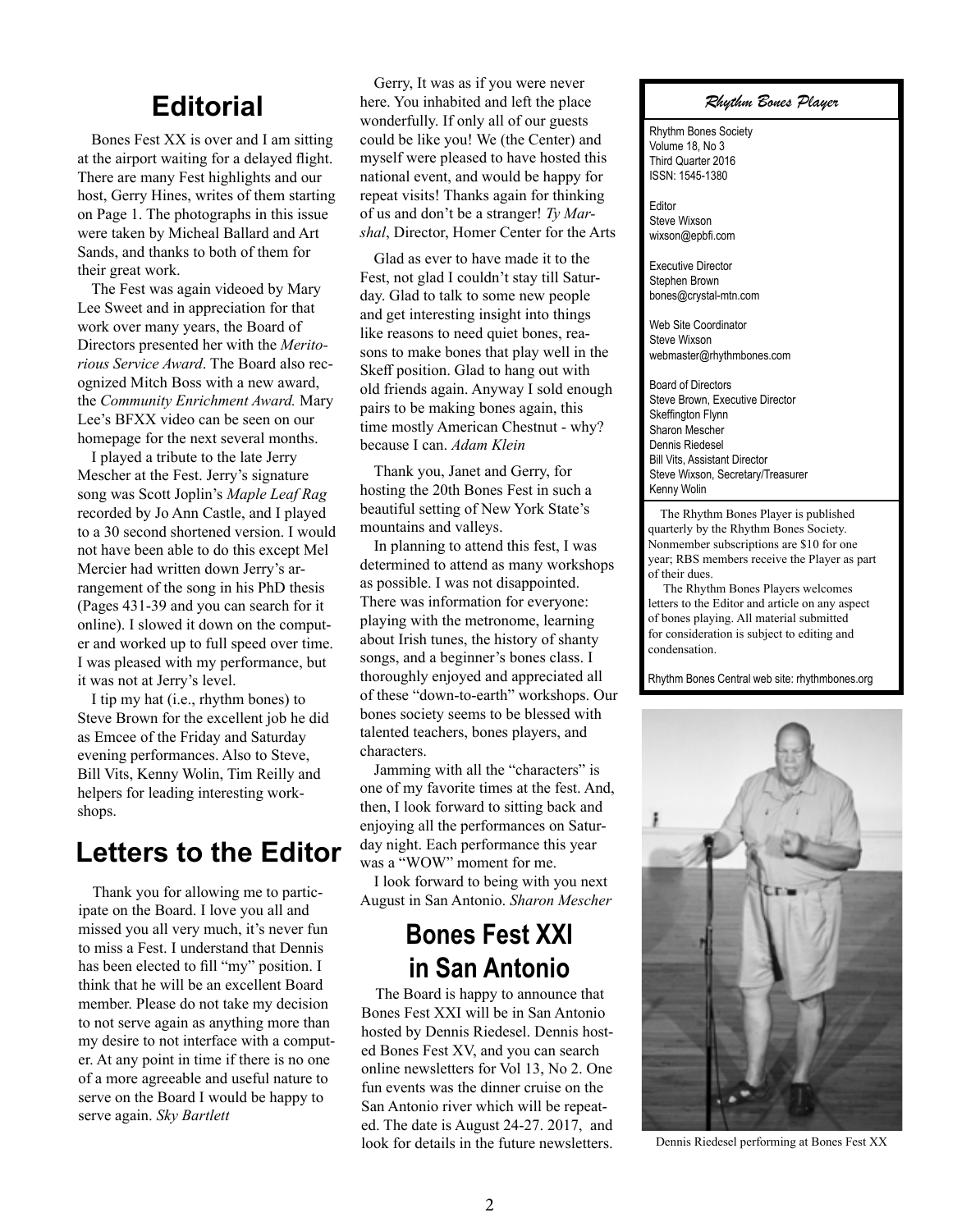## Editorial

Bones Fest XX is over and I am sitting at the airport waiting for a delayed flight. There are many Fest highlights and our host, Gerry Hines, writes of them starting on Page 1. The photographs in this issue were taken by Micheal Ballard and Art Sands, and thanks to both of them for their great work.

The Fest was again videoed by Mary Lee Sweet and in appreciation for that work over many years, the Board of Directors presented her with the *Meritorious Service Award*. The Board also recognized Mitch Boss with a new award, the *Community Enrichment Award.* Mary Lee's BFXX video can be seen on our homepage for the next several months.

I played a tribute to the late Jerry Mescher at the Fest. Jerry's signature song was Scott Joplin's *Maple Leaf Rag* recorded by Jo Ann Castle, and I played to a 30 second shortened version. I would not have been able to do this except Mel Mercier had written down Jerry's arrangement of the song in his PhD thesis (Pages 431-39 and you can search for it online). I slowed it down on the computer and worked up to full speed over time. I was pleased with my performance, but it was not at Jerry's level.

I tip my hat (i.e., rhythm bones) to Steve Brown for the excellent job he did as Emcee of the Friday and Saturday evening performances. Also to Steve, Bill Vits, Kenny Wolin, Tim Reilly and helpers for leading interesting workshops.

## Letters to the Editor

Thank you for allowing me to participate on the Board. I love you all and missed you all very much, it's never fun to miss a Fest. I understand that Dennis has been elected to fill "my" position. I think that he will be an excellent Board member. Please do not take my decision to not serve again as anything more than my desire to not interface with a computer. At any point in time if there is no one of a more agreeable and useful nature to serve on the Board I would be happy to serve again. *Sky Bartlett*

Gerry, It was as if you were never here. You inhabited and left the place wonderfully. If only all of our guests could be like you! We (the Center) and myself were pleased to have hosted this national event, and would be happy for repeat visits! Thanks again for thinking of us and don't be a stranger! *Ty Marshal*, Director, Homer Center for the Arts

Glad as ever to have made it to the Fest, not glad I couldn't stay till Saturday. Glad to talk to some new people and get interesting insight into things like reasons to need quiet bones, reasons to make bones that play well in the Skeff position. Glad to hang out with old friends again. Anyway I sold enough pairs to be making bones again, this time mostly American Chestnut - why? because I can. *Adam Klein*

Thank you, Janet and Gerry, for hosting the 20th Bones Fest in such a beautiful setting of New York State's mountains and valleys.

In planning to attend this fest, I was determined to attend as many workshops as possible. I was not disappointed. There was information for everyone: playing with the metronome, learning about Irish tunes, the history of shanty songs, and a beginner's bones class. I thoroughly enjoyed and appreciated all of these "down-to-earth" workshops. Our bones society seems to be blessed with talented teachers, bones players, and characters.

Jamming with all the "characters" is one of my favorite times at the fest. And, then, I look forward to sitting back and enjoying all the performances on Saturday night. Each performance this year was a "WOW" moment for me.

I look forward to being with you next August in San Antonio. *Sharon Mescher*

## Bones Fest XXI in San Antonio

The Board is happy to announce that Bones Fest XXI will be in San Antonio hosted by Dennis Riedesel. Dennis hosted Bones Fest XV, and you can search online newsletters for Vol 13, No 2. One fun events was the dinner cruise on the San Antonio river which will be repeated. The date is August 24-27. 2017, and look for details in the future newsletters.

### *Rhythm Bones Player*

Rhythm Bones Society
Volume 18, No 3
Third Quarter 2016
ISSN: 1545-1380

Editor
Steve Wixson
wixson@epbfi.com

Executive Director
Stephen Brown
bones@crystal-mtn.com

Web Site Coordinator
Steve Wixson
webmaster@rhythmbones.com

Board of Directors
Steve Brown, Executive Director
Skeffington Flynn
Sharon Mescher
Dennis Riedesel
Bill Vits, Assistant Director
Steve Wixson, Secretary/Treasurer
Kenny Wolin

The Rhythm Bones Player is published quarterly by the Rhythm Bones Society. Nonmember subscriptions are $10 for one year; RBS members receive the Player as part of their dues.

The Rhythm Bones Players welcomes letters to the Editor and article on any aspect of bones playing. All material submitted for consideration is subject to editing and condensation.

Rhythm Bones Central web site: rhythmbones.org

Dennis Riedesel performing at Bones Fest XX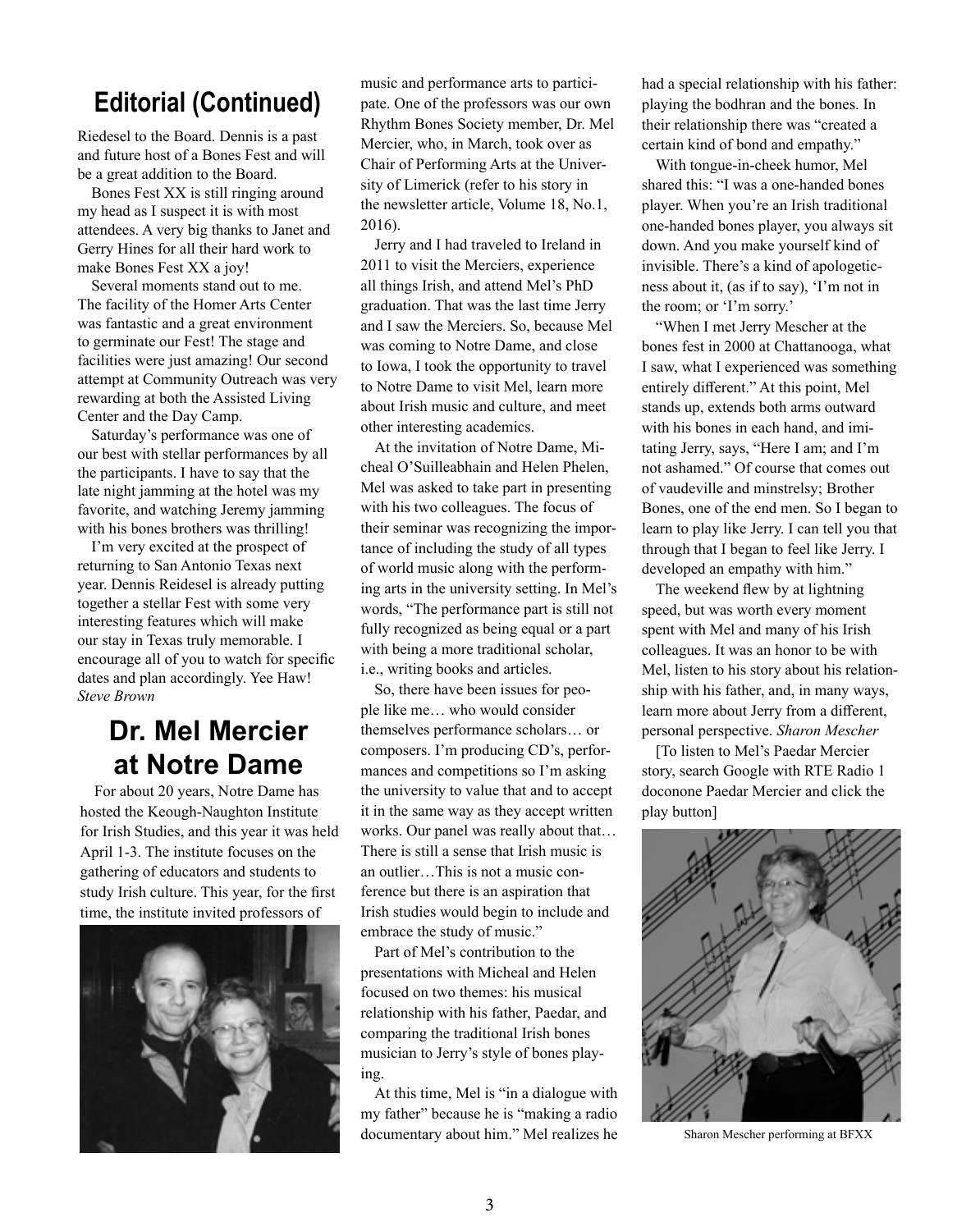## Editorial (Continued)

Riedesel to the Board. Dennis is a past and future host of a Bones Fest and will be a great addition to the Board.

Bones Fest XX is still ringing around my head as I suspect it is with most attendees. A very big thanks to Janet and Gerry Hines for all their hard work to make Bones Fest XX a joy!

Several moments stand out to me. The facility of the Homer Arts Center was fantastic and a great environment to germinate our Fest! The stage and facilities were just amazing! Our second attempt at Community Outreach was very rewarding at both the Assisted Living Center and the Day Camp.

Saturday's performance was one of our best with stellar performances by all the participants. I have to say that the late night jamming at the hotel was my favorite, and watching Jeremy jamming with his bones brothers was thrilling!

I'm very excited at the prospect of returning to San Antonio Texas next year. Dennis Reidesel is already putting together a stellar Fest with some very interesting features which will make our stay in Texas truly memorable. I encourage all of you to watch for specific dates and plan accordingly. Yee Haw! *Steve Brown*

## Dr. Mel Mercier at Notre Dame

For about 20 years, Notre Dame has hosted the Keough-Naughton Institute for Irish Studies, and this year it was held April 1-3. The institute focuses on the gathering of educators and students to study Irish culture. This year, for the first time, the institute invited professors of music and performance arts to participate. One of the professors was our own Rhythm Bones Society member, Dr. Mel Mercier, who, in March, took over as Chair of Performing Arts at the University of Limerick (refer to his story in the newsletter article, Volume 18, No.1, 2016).

Jerry and I had traveled to Ireland in 2011 to visit the Merciers, experience all things Irish, and attend Mel's PhD graduation. That was the last time Jerry and I saw the Merciers. So, because Mel was coming to Notre Dame, and close to Iowa, I took the opportunity to travel to Notre Dame to visit Mel, learn more about Irish music and culture, and meet other interesting academics.

At the invitation of Notre Dame, Micheal O'Suilleabhain and Helen Phelen, Mel was asked to take part in presenting with his two colleagues. The focus of their seminar was recognizing the importance of including the study of all types of world music along with the performing arts in the university setting. In Mel's words, "The performance part is still not fully recognized as being equal or a part with being a more traditional scholar, i.e., writing books and articles.

So, there have been issues for people like me… who would consider themselves performance scholars… or composers. I'm producing CD's, performances and competitions so I'm asking the university to value that and to accept it in the same way as they accept written works. Our panel was really about that… There is still a sense that Irish music is an outlier…This is not a music conference but there is an aspiration that Irish studies would begin to include and embrace the study of music."

Part of Mel's contribution to the presentations with Micheal and Helen focused on two themes: his musical relationship with his father, Paedar, and comparing the traditional Irish bones musician to Jerry's style of bones playing.

At this time, Mel is "in a dialogue with my father" because he is "making a radio documentary about him." Mel realizes he had a special relationship with his father: playing the bodhran and the bones. In their relationship there was "created a certain kind of bond and empathy."

With tongue-in-cheek humor, Mel shared this: "I was a one-handed bones player. When you're an Irish traditional one-handed bones player, you always sit down. And you make yourself kind of invisible. There's a kind of apologeticness about it, (as if to say), 'I'm not in the room; or 'I'm sorry.'

"When I met Jerry Mescher at the bones fest in 2000 at Chattanooga, what I saw, what I experienced was something entirely different." At this point, Mel stands up, extends both arms outward with his bones in each hand, and imitating Jerry, says, "Here I am; and I'm not ashamed." Of course that comes out of vaudeville and minstrelsy; Brother Bones, one of the end men. So I began to learn to play like Jerry. I can tell you that through that I began to feel like Jerry. I developed an empathy with him."

The weekend flew by at lightning speed, but was worth every moment spent with Mel and many of his Irish colleagues. It was an honor to be with Mel, listen to his story about his relationship with his father, and, in many ways, learn more about Jerry from a different, personal perspective. *Sharon Mescher*

[To listen to Mel's Paedar Mercier story, search Google with RTE Radio 1 doconone Paedar Mercier and click the play button]

Sharon Mescher performing at BFXX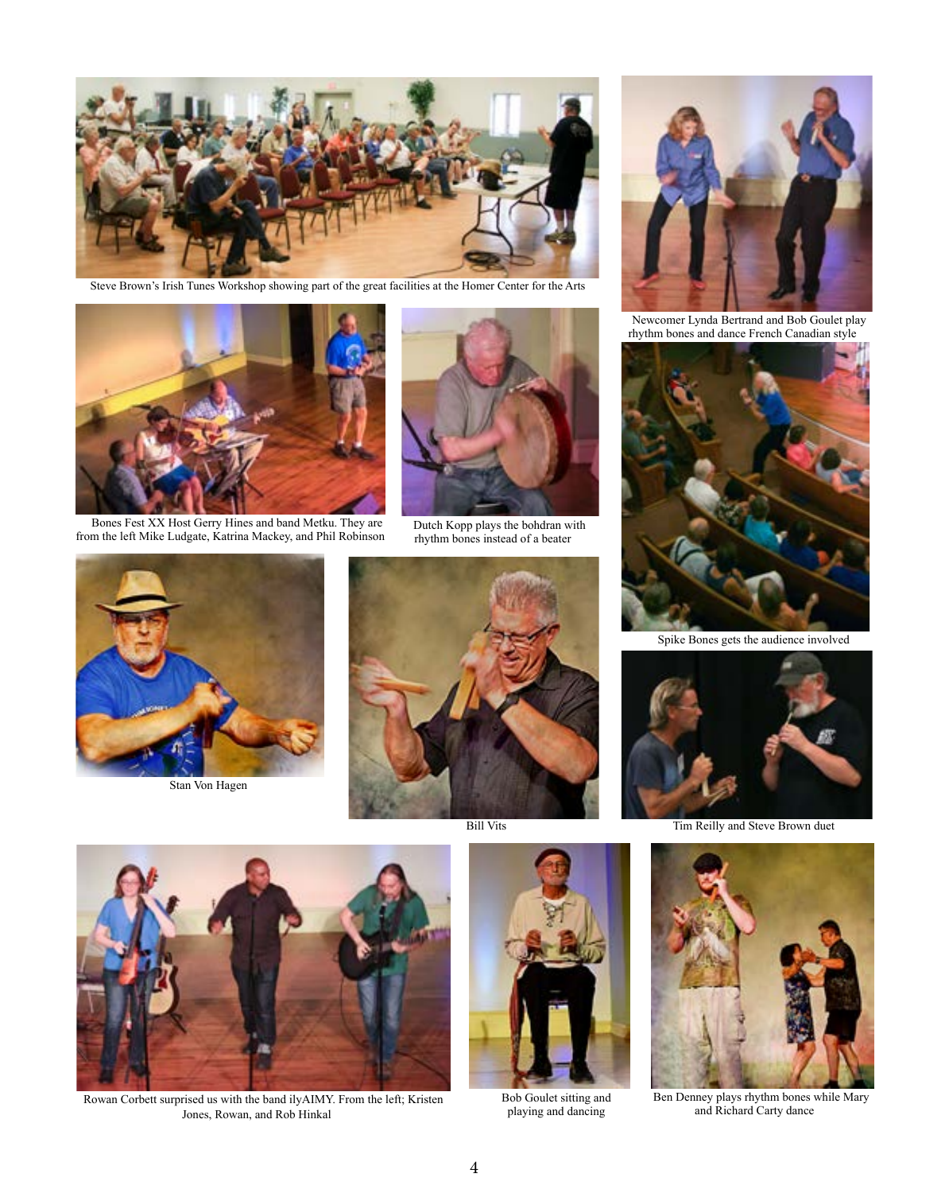Steve Brown's Irish Tunes Workshop showing part of the great facilities at the Homer Center for the Arts

Newcomer Lynda Bertrand and Bob Goulet play rhythm bones and dance French Canadian style

Bones Fest XX Host Gerry Hines and band Metku. They are from the left Mike Ludgate, Katrina Mackey, and Phil Robinson

Dutch Kopp plays the bohdran with rhythm bones instead of a beater

Spike Bones gets the audience involved

Stan Von Hagen

Bill Vits

Tim Reilly and Steve Brown duet

Rowan Corbett surprised us with the band ilyAIMY. From the left; Kristen Jones, Rowan, and Rob Hinkal

Bob Goulet sitting and playing and dancing

Ben Denney plays rhythm bones while Mary and Richard Carty dance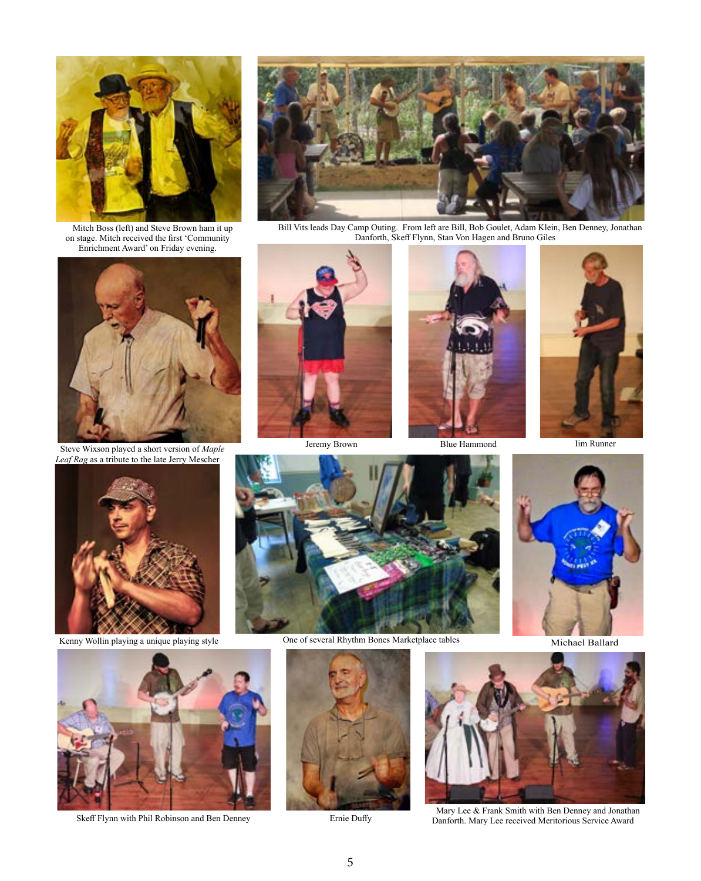Mitch Boss (left) and Steve Brown ham it up on stage. Mitch received the first 'Community Enrichment Award' on Friday evening.

Bill Vits leads Day Camp Outing. From left are Bill, Bob Goulet, Adam Klein, Ben Denney, Jonathan Danforth, Skeff Flynn, Stan Von Hagen and Bruno Giles

Steve Wixson played a short version of *Maple Leaf Rag* as a tribute to the late Jerry Mescher

Jeremy Brown

Blue Hammond

Iim Runner

Kenny Wollin playing a unique playing style

One of several Rhythm Bones Marketplace tables

Michael Ballard

Skeff Flynn with Phil Robinson and Ben Denney

Ernie Duffy

Mary Lee & Frank Smith with Ben Denney and Jonathan Danforth. Mary Lee received Meritorious Service Award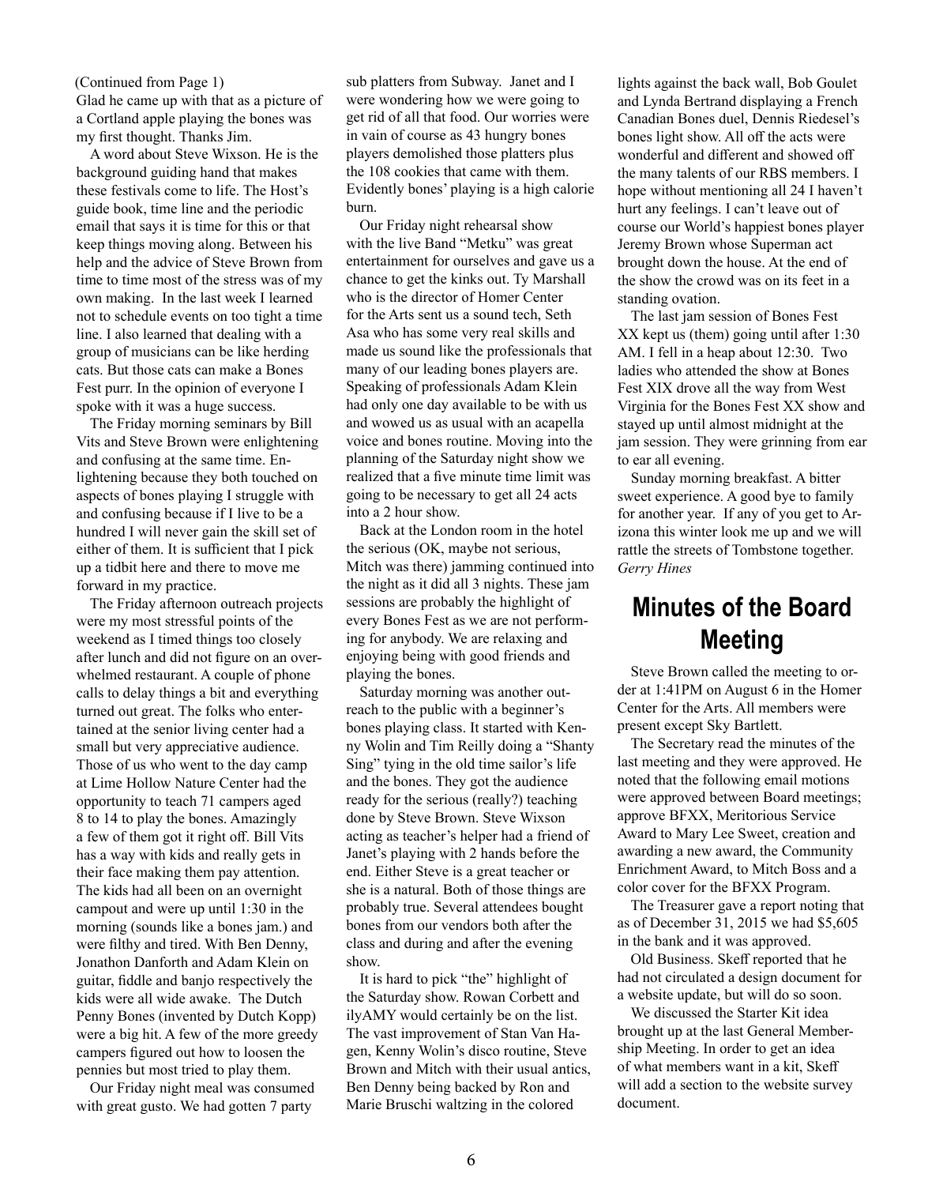(Continued from Page 1)
Glad he came up with that as a picture of a Cortland apple playing the bones was my first thought. Thanks Jim.

A word about Steve Wixson. He is the background guiding hand that makes these festivals come to life. The Host's guide book, time line and the periodic email that says it is time for this or that keep things moving along. Between his help and the advice of Steve Brown from time to time most of the stress was of my own making. In the last week I learned not to schedule events on too tight a time line. I also learned that dealing with a group of musicians can be like herding cats. But those cats can make a Bones Fest purr. In the opinion of everyone I spoke with it was a huge success.

The Friday morning seminars by Bill Vits and Steve Brown were enlightening and confusing at the same time. Enlightening because they both touched on aspects of bones playing I struggle with and confusing because if I live to be a hundred I will never gain the skill set of either of them. It is sufficient that I pick up a tidbit here and there to move me forward in my practice.

The Friday afternoon outreach projects were my most stressful points of the weekend as I timed things too closely after lunch and did not figure on an overwhelmed restaurant. A couple of phone calls to delay things a bit and everything turned out great. The folks who entertained at the senior living center had a small but very appreciative audience. Those of us who went to the day camp at Lime Hollow Nature Center had the opportunity to teach 71 campers aged 8 to 14 to play the bones. Amazingly a few of them got it right off. Bill Vits has a way with kids and really gets in their face making them pay attention. The kids had all been on an overnight campout and were up until 1:30 in the morning (sounds like a bones jam.) and were filthy and tired. With Ben Denny, Jonathon Danforth and Adam Klein on guitar, fiddle and banjo respectively the kids were all wide awake. The Dutch Penny Bones (invented by Dutch Kopp) were a big hit. A few of the more greedy campers figured out how to loosen the pennies but most tried to play them.

Our Friday night meal was consumed with great gusto. We had gotten 7 party sub platters from Subway. Janet and I were wondering how we were going to get rid of all that food. Our worries were in vain of course as 43 hungry bones players demolished those platters plus the 108 cookies that came with them. Evidently bones' playing is a high calorie burn.

Our Friday night rehearsal show with the live Band "Metku" was great entertainment for ourselves and gave us a chance to get the kinks out. Ty Marshall who is the director of Homer Center for the Arts sent us a sound tech, Seth Asa who has some very real skills and made us sound like the professionals that many of our leading bones players are. Speaking of professionals Adam Klein had only one day available to be with us and wowed us as usual with an acapella voice and bones routine. Moving into the planning of the Saturday night show we realized that a five minute time limit was going to be necessary to get all 24 acts into a 2 hour show.

Back at the London room in the hotel the serious (OK, maybe not serious, Mitch was there) jamming continued into the night as it did all 3 nights. These jam sessions are probably the highlight of every Bones Fest as we are not performing for anybody. We are relaxing and enjoying being with good friends and playing the bones.

Saturday morning was another outreach to the public with a beginner's bones playing class. It started with Kenny Wolin and Tim Reilly doing a "Shanty Sing" tying in the old time sailor's life and the bones. They got the audience ready for the serious (really?) teaching done by Steve Brown. Steve Wixson acting as teacher's helper had a friend of Janet's playing with 2 hands before the end. Either Steve is a great teacher or she is a natural. Both of those things are probably true. Several attendees bought bones from our vendors both after the class and during and after the evening show.

It is hard to pick "the" highlight of the Saturday show. Rowan Corbett and ilyAMY would certainly be on the list. The vast improvement of Stan Van Hagen, Kenny Wolin's disco routine, Steve Brown and Mitch with their usual antics, Ben Denny being backed by Ron and Marie Bruschi waltzing in the colored lights against the back wall, Bob Goulet and Lynda Bertrand displaying a French Canadian Bones duel, Dennis Riedesel's bones light show. All off the acts were wonderful and different and showed off the many talents of our RBS members. I hope without mentioning all 24 I haven't hurt any feelings. I can't leave out of course our World's happiest bones player Jeremy Brown whose Superman act brought down the house. At the end of the show the crowd was on its feet in a standing ovation.

The last jam session of Bones Fest XX kept us (them) going until after 1:30 AM. I fell in a heap about 12:30. Two ladies who attended the show at Bones Fest XIX drove all the way from West Virginia for the Bones Fest XX show and stayed up until almost midnight at the jam session. They were grinning from ear to ear all evening.

Sunday morning breakfast. A bitter sweet experience. A good bye to family for another year. If any of you get to Arizona this winter look me up and we will rattle the streets of Tombstone together.
*Gerry Hines*

# Minutes of the Board Meeting

Steve Brown called the meeting to order at 1:41PM on August 6 in the Homer Center for the Arts. All members were present except Sky Bartlett.

The Secretary read the minutes of the last meeting and they were approved. He noted that the following email motions were approved between Board meetings; approve BFXX, Meritorious Service Award to Mary Lee Sweet, creation and awarding a new award, the Community Enrichment Award, to Mitch Boss and a color cover for the BFXX Program.

The Treasurer gave a report noting that as of December 31, 2015 we had $5,605 in the bank and it was approved.

Old Business. Skeff reported that he had not circulated a design document for a website update, but will do so soon.

We discussed the Starter Kit idea brought up at the last General Membership Meeting. In order to get an idea of what members want in a kit, Skeff will add a section to the website survey document.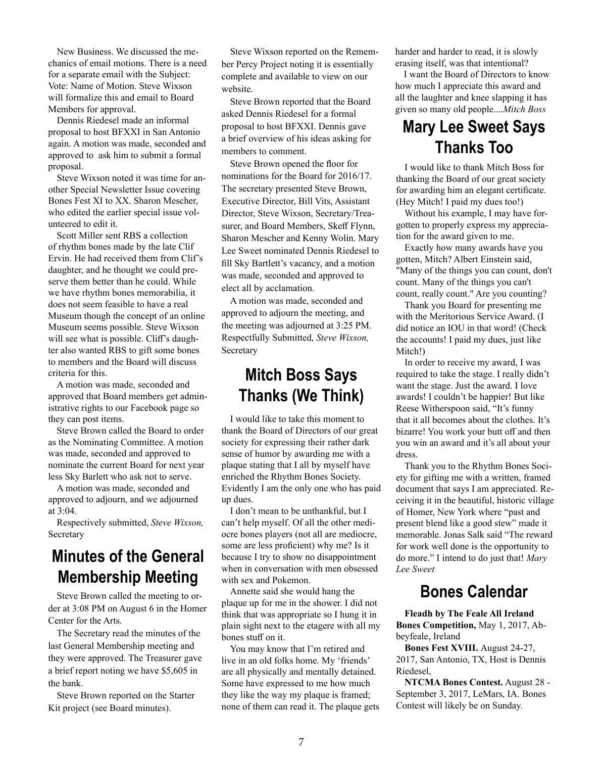New Business. We discussed the mechanics of email motions. There is a need for a separate email with the Subject: Vote: Name of Motion. Steve Wixson will formalize this and email to Board Members for approval.

Dennis Riedesel made an informal proposal to host BFXXI in San Antonio again. A motion was made, seconded and approved to ask him to submit a formal proposal.

Steve Wixson noted it was time for another Special Newsletter Issue covering Bones Fest XI to XX. Sharon Mescher, who edited the earlier special issue volunteered to edit it.

Scott Miller sent RBS a collection of rhythm bones made by the late Clif Ervin. He had received them from Clif's daughter, and he thought we could preserve them better than he could. While we have rhythm bones memorabilia, it does not seem feasible to have a real Museum though the concept of an online Museum seems possible. Steve Wixson will see what is possible. Cliff's daughter also wanted RBS to gift some bones to members and the Board will discuss criteria for this.

A motion was made, seconded and approved that Board members get administrative rights to our Facebook page so they can post items.

Steve Brown called the Board to order as the Nominating Committee. A motion was made, seconded and approved to nominate the current Board for next year less Sky Barlett who ask not to serve.

A motion was made, seconded and approved to adjourn, and we adjourned at 3:04.

Respectively submitted, *Steve Wixson,* Secretary

## Minutes of the General Membership Meeting

Steve Brown called the meeting to order at 3:08 PM on August 6 in the Homer Center for the Arts.

The Secretary read the minutes of the last General Membership meeting and they were approved. The Treasurer gave a brief report noting we have $5,605 in the bank.

Steve Brown reported on the Starter Kit project (see Board minutes).

Steve Wixson reported on the Remember Percy Project noting it is essentially complete and available to view on our website.

Steve Brown reported that the Board asked Dennis Riedesel for a formal proposal to host BFXXI. Dennis gave a brief overview of his ideas asking for members to comment.

Steve Brown opened the floor for nominations for the Board for 2016/17. The secretary presented Steve Brown, Executive Director, Bill Vits, Assistant Director, Steve Wixson, Secretary/Treasurer, and Board Members, Skeff Flynn, Sharon Mescher and Kenny Wolin. Mary Lee Sweet nominated Dennis Riedesel to fill Sky Bartlett's vacancy, and a motion was made, seconded and approved to elect all by acclamation.

A motion was made, seconded and approved to adjourn the meeting, and the meeting was adjourned at 3:25 PM. Respectfully Submitted, *Steve Wixson,* Secretary

## Mitch Boss Says Thanks (We Think)

I would like to take this moment to thank the Board of Directors of our great society for expressing their rather dark sense of humor by awarding me with a plaque stating that I all by myself have enriched the Rhythm Bones Society. Evidently I am the only one who has paid up dues.

I don't mean to be unthankful, but I can't help myself. Of all the other mediocre bones players (not all are mediocre, some are less proficient) why me? Is it because I try to show no disappointment when in conversation with men obsessed with sex and Pokemon.

Annette said she would hang the plaque up for me in the shower. I did not think that was appropriate so I hung it in plain sight next to the etagere with all my bones stuff on it.

You may know that I'm retired and live in an old folks home. My 'friends' are all physically and mentally detained. Some have expressed to me how much they like the way my plaque is framed; none of them can read it. The plaque gets harder and harder to read, it is slowly erasing itself, was that intentional?

I want the Board of Directors to know how much I appreciate this award and all the laughter and knee slapping it has given so many old people....*Mitch Boss*

## Mary Lee Sweet Says Thanks Too

I would like to thank Mitch Boss for thanking the Board of our great society for awarding him an elegant certificate. (Hey Mitch! I paid my dues too!)

Without his example, I may have forgotten to properly express my appreciation for the award given to me.

Exactly how many awards have you gotten, Mitch? Albert Einstein said, "Many of the things you can count, don't count. Many of the things you can't count, really count." Are you counting?

Thank you Board for presenting me with the Meritorious Service Award. (I did notice an IOU in that word! (Check the accounts! I paid my dues, just like Mitch!)

In order to receive my award, I was required to take the stage. I really didn't want the stage. Just the award. I love awards! I couldn't be happier! But like Reese Witherspoon said, "It's funny that it all becomes about the clothes. It's bizarre! You work your butt off and then you win an award and it's all about your dress.

Thank you to the Rhythm Bones Society for gifting me with a written, framed document that says I am appreciated. Receiving it in the beautiful, historic village of Homer, New York where "past and present blend like a good stew" made it memorable. Jonas Salk said "The reward for work well done is the opportunity to do more." I intend to do just that! *Mary Lee Sweet*

## Bones Calendar

**Fleadh by The Feale All Ireland Bones Competition,** May 1, 2017, Abbeyfeale, Ireland

**Bones Fest XVIII.** August 24-27, 2017, San Antonio, TX, Host is Dennis Riedesel,

**NTCMA Bones Contest.** August 28 - September 3, 2017, LeMars, IA. Bones Contest will likely be on Sunday.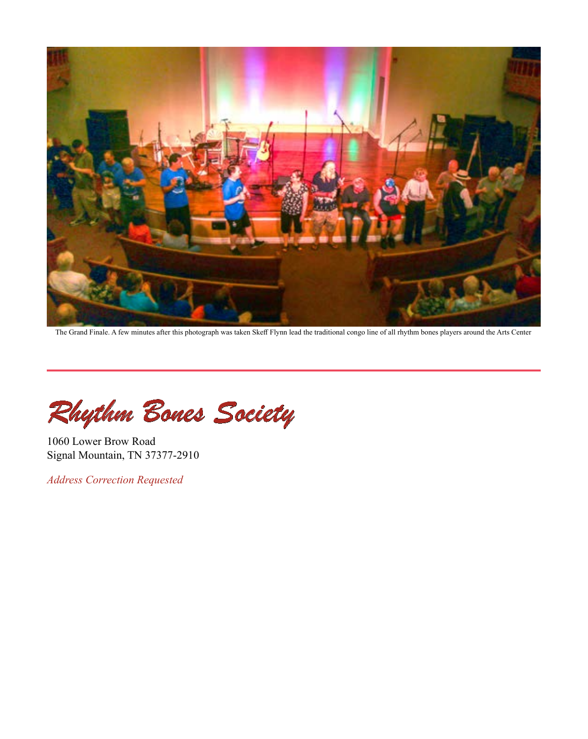The Grand Finale. A few minutes after this photograph was taken Skeff Flynn lead the traditional congo line of all rhythm bones players around the Arts Center

---

*Rhythm Bones Society*

1060 Lower Brow Road
Signal Mountain, TN 37377-2910

*Address Correction Requested*